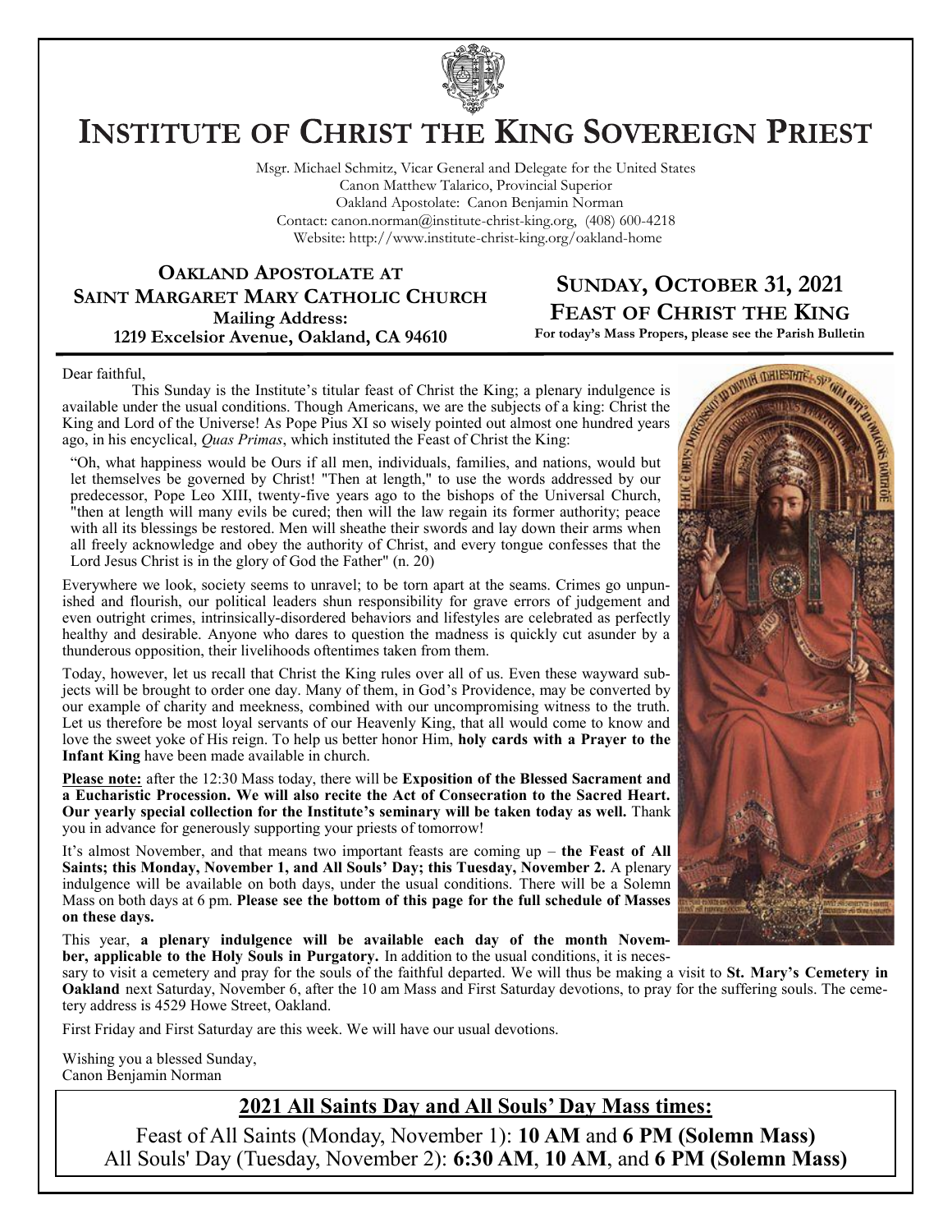# INSTITUTE OF CHRIST THE KING SOVEREIGN PRIEST

Msgr. Michael Schmitz, Vicar General and Delegate for the United States
Canon Matthew Talarico, Provincial Superior
Oakland Apostolate: Canon Benjamin Norman
Contact: canon.norman@institute-christ-king.org, (408) 600-4218
Website: http://www.institute-christ-king.org/oakland-home

## OAKLAND APOSTOLATE AT SAINT MARGARET MARY CATHOLIC CHURCH

**Mailing Address:**
**1219 Excelsior Avenue, Oakland, CA 94610**

## SUNDAY, OCTOBER 31, 2021
## FEAST OF CHRIST THE KING

**For today's Mass Propers, please see the Parish Bulletin**

Dear faithful,

This Sunday is the Institute's titular feast of Christ the King; a plenary indulgence is available under the usual conditions. Though Americans, we are the subjects of a king: Christ the King and Lord of the Universe! As Pope Pius XI so wisely pointed out almost one hundred years ago, in his encyclical, *Quas Primas*, which instituted the Feast of Christ the King:

> "Oh, what happiness would be Ours if all men, individuals, families, and nations, would but let themselves be governed by Christ! "Then at length," to use the words addressed by our predecessor, Pope Leo XIII, twenty-five years ago to the bishops of the Universal Church, "then at length will many evils be cured; then will the law regain its former authority; peace with all its blessings be restored. Men will sheathe their swords and lay down their arms when all freely acknowledge and obey the authority of Christ, and every tongue confesses that the Lord Jesus Christ is in the glory of God the Father" (n. 20)

Everywhere we look, society seems to unravel; to be torn apart at the seams. Crimes go unpunished and flourish, our political leaders shun responsibility for grave errors of judgement and even outright crimes, intrinsically-disordered behaviors and lifestyles are celebrated as perfectly healthy and desirable. Anyone who dares to question the madness is quickly cut asunder by a thunderous opposition, their livelihoods oftentimes taken from them.

Today, however, let us recall that Christ the King rules over all of us. Even these wayward subjects will be brought to order one day. Many of them, in God's Providence, may be converted by our example of charity and meekness, combined with our uncompromising witness to the truth. Let us therefore be most loyal servants of our Heavenly King, that all would come to know and love the sweet yoke of His reign. To help us better honor Him, **holy cards with a Prayer to the Infant King** have been made available in church.

**Please note:** after the 12:30 Mass today, there will be **Exposition of the Blessed Sacrament and a Eucharistic Procession. We will also recite the Act of Consecration to the Sacred Heart. Our yearly special collection for the Institute's seminary will be taken today as well.** Thank you in advance for generously supporting your priests of tomorrow!

It's almost November, and that means two important feasts are coming up – **the Feast of All Saints; this Monday, November 1, and All Souls' Day; this Tuesday, November 2.** A plenary indulgence will be available on both days, under the usual conditions. There will be a Solemn Mass on both days at 6 pm. **Please see the bottom of this page for the full schedule of Masses on these days.**

This year, **a plenary indulgence will be available each day of the month November, applicable to the Holy Souls in Purgatory.** In addition to the usual conditions, it is necessary to visit a cemetery and pray for the souls of the faithful departed. We will thus be making a visit to **St. Mary's Cemetery in Oakland** next Saturday, November 6, after the 10 am Mass and First Saturday devotions, to pray for the suffering souls. The cemetery address is 4529 Howe Street, Oakland.

First Friday and First Saturday are this week. We will have our usual devotions.

Wishing you a blessed Sunday,
Canon Benjamin Norman

## 2021 All Saints Day and All Souls' Day Mass times:

Feast of All Saints (Monday, November 1): **10 AM** and **6 PM (Solemn Mass)**
All Souls' Day (Tuesday, November 2): **6:30 AM**, **10 AM**, and **6 PM (Solemn Mass)**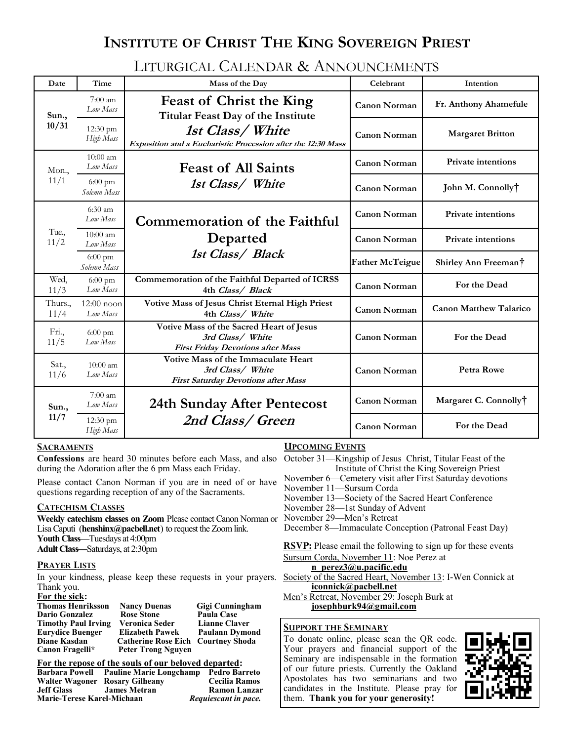# Institute of Christ The King Sovereign Priest

## Liturgical Calendar & Announcements

| Date | Time | Mass of the Day | Celebrant | Intention |
|---|---|---|---|---|
| **Sun., 10/31** | 7:00 am *Low Mass* | **Feast of Christ the King** **Titular Feast Day of the Institute** ***1st Class/ White*** ***Exposition and a Eucharistic Procession after the 12:30 Mass*** | **Canon Norman** | **Fr. Anthony Ahamefule** |
| | 12:30 pm *High Mass* | | **Canon Norman** | **Margaret Britton** |
| Mon., 11/1 | 10:00 am *Low Mass* | **Feast of All Saints** ***1st Class/ White*** | **Canon Norman** | **Private intentions** |
| | 6:00 pm *Solemn Mass* | | **Canon Norman** | **John M. Connolly†** |
| Tue., 11/2 | 6:30 am *Low Mass* | **Commemoration of the Faithful Departed** ***1st Class/ Black*** | **Canon Norman** | **Private intentions** |
| | 10:00 am *Low Mass* | | **Canon Norman** | **Private intentions** |
| | 6:00 pm *Solemn Mass* | | **Father McTeigue** | **Shirley Ann Freeman†** |
| Wed, 11/3 | 6:00 pm *Low Mass* | **Commemoration of the Faithful Departed of ICRSS** **4th *Class/ Black*** | **Canon Norman** | **For the Dead** |
| Thurs., 11/4 | 12:00 noon *Low Mass* | **Votive Mass of Jesus Christ Eternal High Priest** **4th *Class/ White*** | **Canon Norman** | **Canon Matthew Talarico** |
| Fri., 11/5 | 6:00 pm *Low Mass* | **Votive Mass of the Sacred Heart of Jesus** ***3rd Class/ White*** ***First Friday Devotions after Mass*** | **Canon Norman** | **For the Dead** |
| Sat., 11/6 | 10:00 am *Low Mass* | **Votive Mass of the Immaculate Heart** ***3rd Class/ White*** ***First Saturday Devotions after Mass*** | **Canon Norman** | **Petra Rowe** |
| **Sun., 11/7** | 7:00 am *Low Mass* | **24th Sunday After Pentecost** ***2nd Class/ Green*** | **Canon Norman** | **Margaret C. Connolly†** |
| | 12:30 pm *High Mass* | | **Canon Norman** | **For the Dead** |

### Sacraments

**Confessions** are heard 30 minutes before each Mass, and also during the Adoration after the 6 pm Mass each Friday.

Please contact Canon Norman if you are in need of or have questions regarding reception of any of the Sacraments.

### Catechism Classes

**Weekly catechism classes on Zoom** Please contact Canon Norman or Lisa Caputi (**henshinx@pacbell.net**) to request the Zoom link.
**Youth Class**—Tuesdays at 4:00pm
**Adult Class**—Saturdays, at 2:30pm

### Prayer Lists

In your kindness, please keep these requests in your prayers. Thank you.

**For the sick:**

**Thomas Henriksson, Nancy Duenas, Gigi Cunningham, Dario Gonzalez, Rose Stone, Paula Case, Timothy Paul Irving, Veronica Seder, Lianne Claver, Eurydice Buenger, Elizabeth Pawek, Paulann Dymond, Diane Kasdan, Catherine Rose Eich, Courtney Shoda, Canon Fragelli*, Peter Trong Nguyen**

**For the repose of the souls of our beloved departed:**

**Barbara Powell, Pauline Marie Longchamp, Pedro Barreto, Walter Wagoner, Rosary Gilheany, Cecilia Ramos, Jeff Glass, James Metran, Ramon Lanzar, Marie-Terese Karel-Michaan**

***Requiescant in pace.***

### Upcoming Events

October 31—Kingship of Jesus Christ, Titular Feast of the Institute of Christ the King Sovereign Priest
November 6—Cemetery visit after First Saturday devotions
November 11—Sursum Corda
November 13—Society of the Sacred Heart Conference
November 28—1st Sunday of Advent
November 29—Men's Retreat
December 8—Immaculate Conception (Patronal Feast Day)

**RSVP:** Please email the following to sign up for these events

Sursum Corda, November 11: Noe Perez at **n_perez3@u.pacific.edu**

Society of the Sacred Heart, November 13: I-Wen Connick at **iconnick@pacbell.net**

Men's Retreat, November 29: Joseph Burk at **josephburk94@gmail.com**

### Support the Seminary

To donate online, please scan the QR code. Your prayers and financial support of the Seminary are indispensable in the formation of our future priests. Currently the Oakland Apostolates has two seminarians and two candidates in the Institute. Please pray for them. **Thank you for your generosity!**